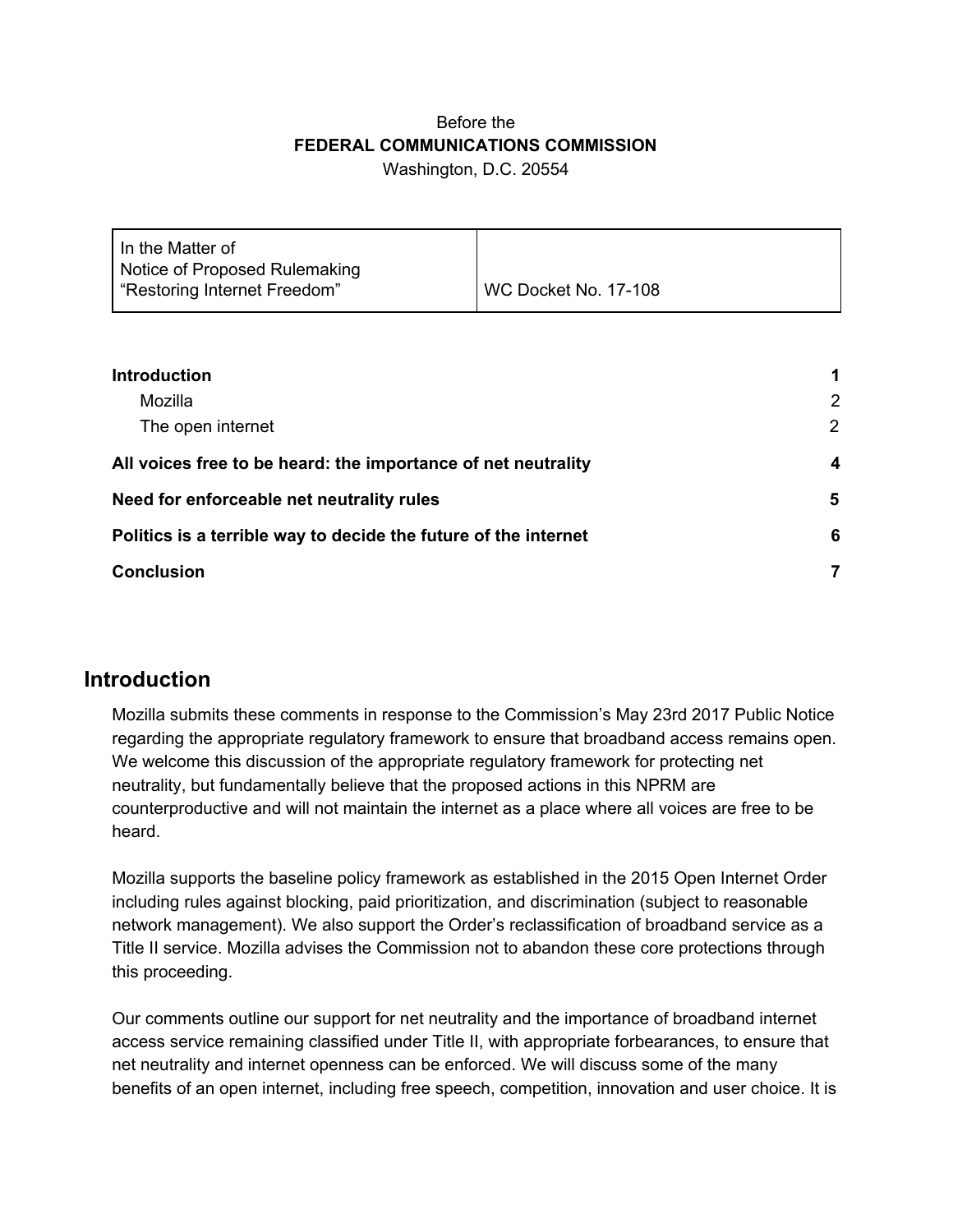Before the

**FEDERAL COMMUNICATIONS COMMISSION**

Washington, D.C. 20554

| In the Matter of Notice of Proposed Rulemaking "Restoring Internet Freedom" | WC Docket No. 17-108 |
| --- | --- |

| | |
| --- | --- |
| **Introduction** | **1** |
| Mozilla | 2 |
| The open internet | 2 |
| **All voices free to be heard: the importance of net neutrality** | **4** |
| **Need for enforceable net neutrality rules** | **5** |
| **Politics is a terrible way to decide the future of the internet** | **6** |
| **Conclusion** | **7** |

## Introduction

Mozilla submits these comments in response to the Commission's May 23rd 2017 Public Notice regarding the appropriate regulatory framework to ensure that broadband access remains open. We welcome this discussion of the appropriate regulatory framework for protecting net neutrality, but fundamentally believe that the proposed actions in this NPRM are counterproductive and will not maintain the internet as a place where all voices are free to be heard.

Mozilla supports the baseline policy framework as established in the 2015 Open Internet Order including rules against blocking, paid prioritization, and discrimination (subject to reasonable network management). We also support the Order's reclassification of broadband service as a Title II service. Mozilla advises the Commission not to abandon these core protections through this proceeding.

Our comments outline our support for net neutrality and the importance of broadband internet access service remaining classified under Title II, with appropriate forbearances, to ensure that net neutrality and internet openness can be enforced. We will discuss some of the many benefits of an open internet, including free speech, competition, innovation and user choice. It is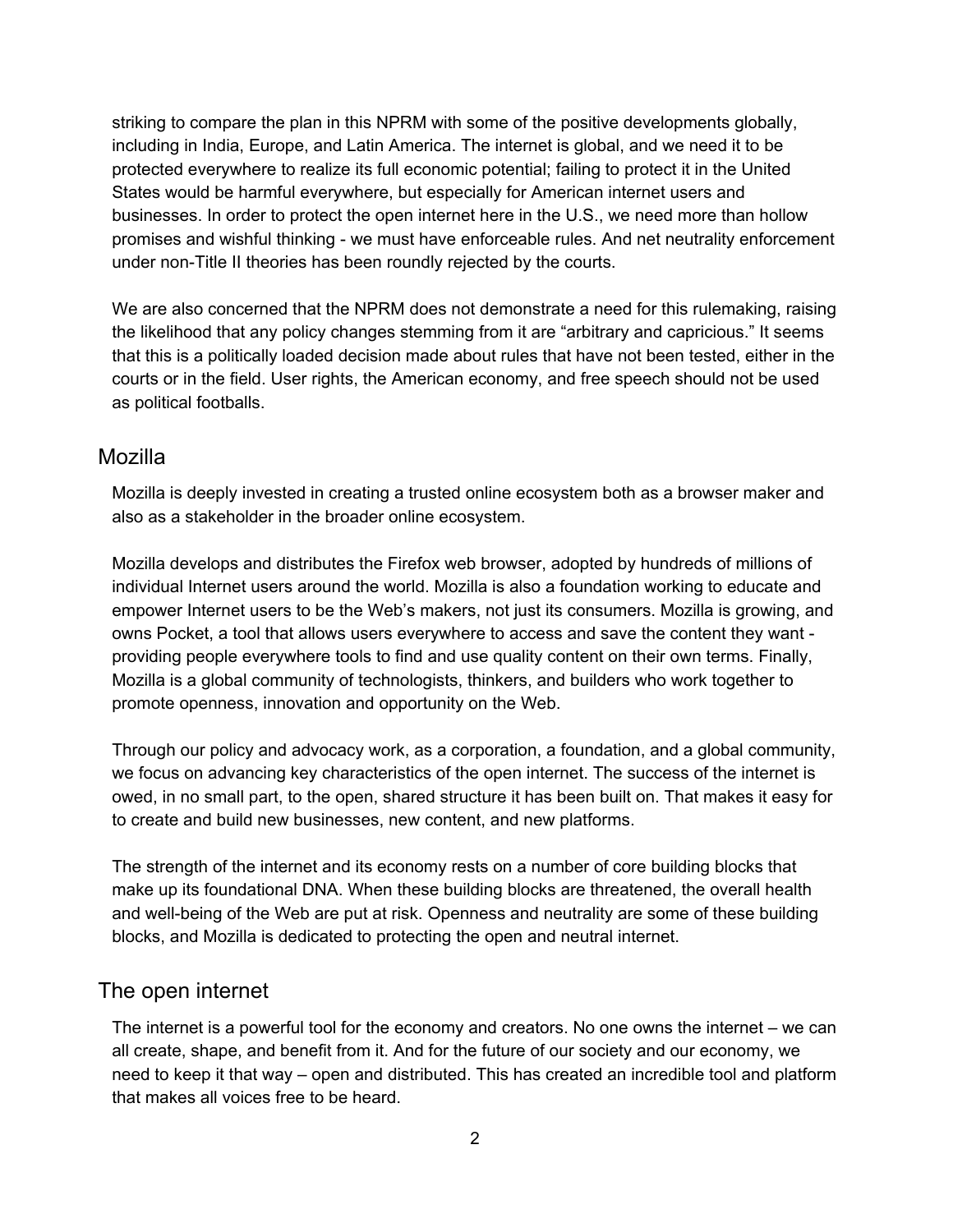striking to compare the plan in this NPRM with some of the positive developments globally, including in India, Europe, and Latin America. The internet is global, and we need it to be protected everywhere to realize its full economic potential; failing to protect it in the United States would be harmful everywhere, but especially for American internet users and businesses. In order to protect the open internet here in the U.S., we need more than hollow promises and wishful thinking - we must have enforceable rules. And net neutrality enforcement under non-Title II theories has been roundly rejected by the courts.

We are also concerned that the NPRM does not demonstrate a need for this rulemaking, raising the likelihood that any policy changes stemming from it are "arbitrary and capricious." It seems that this is a politically loaded decision made about rules that have not been tested, either in the courts or in the field. User rights, the American economy, and free speech should not be used as political footballs.

## Mozilla

Mozilla is deeply invested in creating a trusted online ecosystem both as a browser maker and also as a stakeholder in the broader online ecosystem.

Mozilla develops and distributes the Firefox web browser, adopted by hundreds of millions of individual Internet users around the world. Mozilla is also a foundation working to educate and empower Internet users to be the Web's makers, not just its consumers. Mozilla is growing, and owns Pocket, a tool that allows users everywhere to access and save the content they want - providing people everywhere tools to find and use quality content on their own terms. Finally, Mozilla is a global community of technologists, thinkers, and builders who work together to promote openness, innovation and opportunity on the Web.

Through our policy and advocacy work, as a corporation, a foundation, and a global community, we focus on advancing key characteristics of the open internet. The success of the internet is owed, in no small part, to the open, shared structure it has been built on. That makes it easy for to create and build new businesses, new content, and new platforms.

The strength of the internet and its economy rests on a number of core building blocks that make up its foundational DNA. When these building blocks are threatened, the overall health and well-being of the Web are put at risk. Openness and neutrality are some of these building blocks, and Mozilla is dedicated to protecting the open and neutral internet.

## The open internet

The internet is a powerful tool for the economy and creators. No one owns the internet – we can all create, shape, and benefit from it. And for the future of our society and our economy, we need to keep it that way – open and distributed. This has created an incredible tool and platform that makes all voices free to be heard.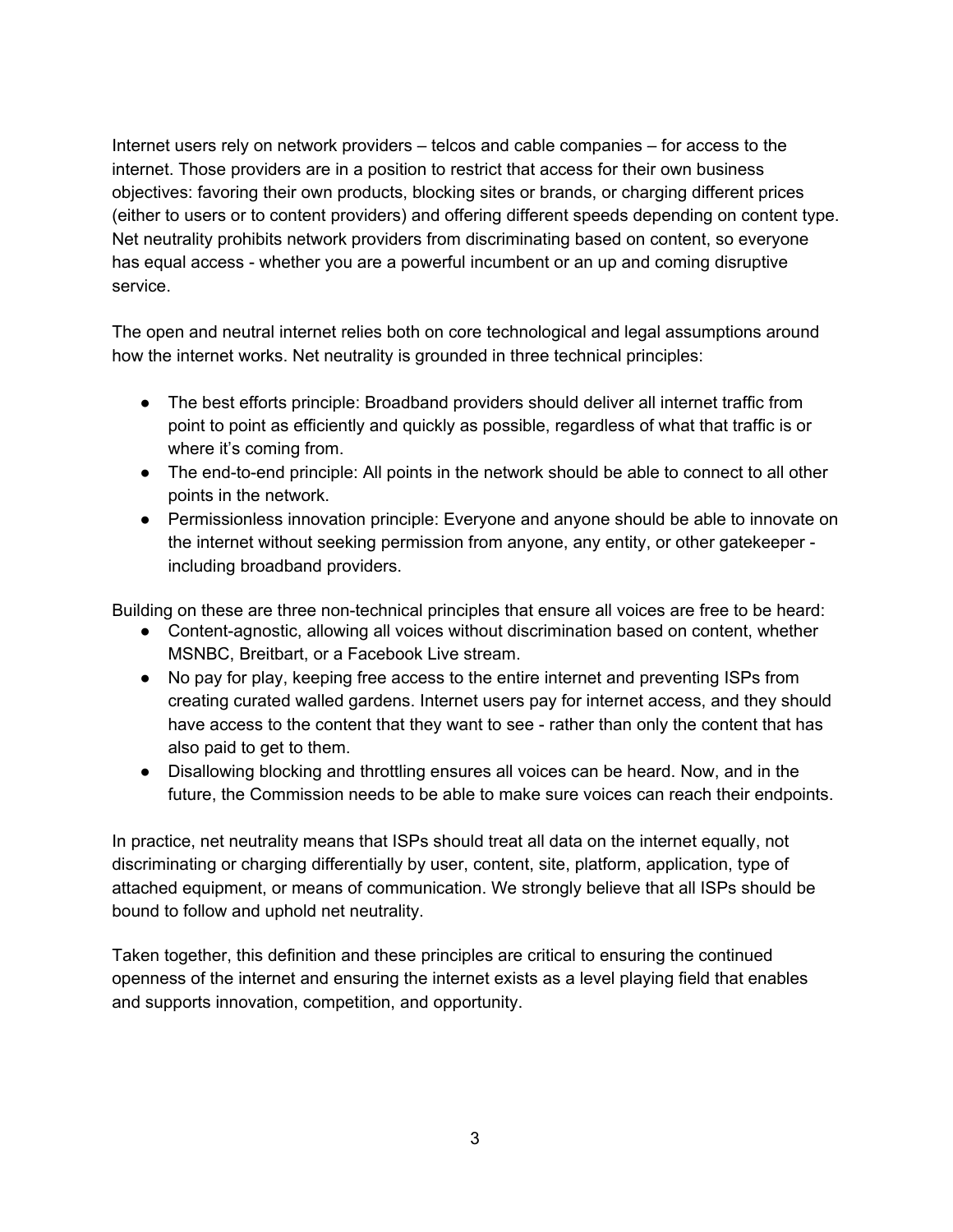Internet users rely on network providers – telcos and cable companies – for access to the internet. Those providers are in a position to restrict that access for their own business objectives: favoring their own products, blocking sites or brands, or charging different prices (either to users or to content providers) and offering different speeds depending on content type. Net neutrality prohibits network providers from discriminating based on content, so everyone has equal access - whether you are a powerful incumbent or an up and coming disruptive service.

The open and neutral internet relies both on core technological and legal assumptions around how the internet works. Net neutrality is grounded in three technical principles:

- The best efforts principle: Broadband providers should deliver all internet traffic from point to point as efficiently and quickly as possible, regardless of what that traffic is or where it's coming from.
- The end-to-end principle: All points in the network should be able to connect to all other points in the network.
- Permissionless innovation principle: Everyone and anyone should be able to innovate on the internet without seeking permission from anyone, any entity, or other gatekeeper - including broadband providers.

Building on these are three non-technical principles that ensure all voices are free to be heard:

- Content-agnostic, allowing all voices without discrimination based on content, whether MSNBC, Breitbart, or a Facebook Live stream.
- No pay for play, keeping free access to the entire internet and preventing ISPs from creating curated walled gardens. Internet users pay for internet access, and they should have access to the content that they want to see - rather than only the content that has also paid to get to them.
- Disallowing blocking and throttling ensures all voices can be heard. Now, and in the future, the Commission needs to be able to make sure voices can reach their endpoints.

In practice, net neutrality means that ISPs should treat all data on the internet equally, not discriminating or charging differentially by user, content, site, platform, application, type of attached equipment, or means of communication. We strongly believe that all ISPs should be bound to follow and uphold net neutrality.

Taken together, this definition and these principles are critical to ensuring the continued openness of the internet and ensuring the internet exists as a level playing field that enables and supports innovation, competition, and opportunity.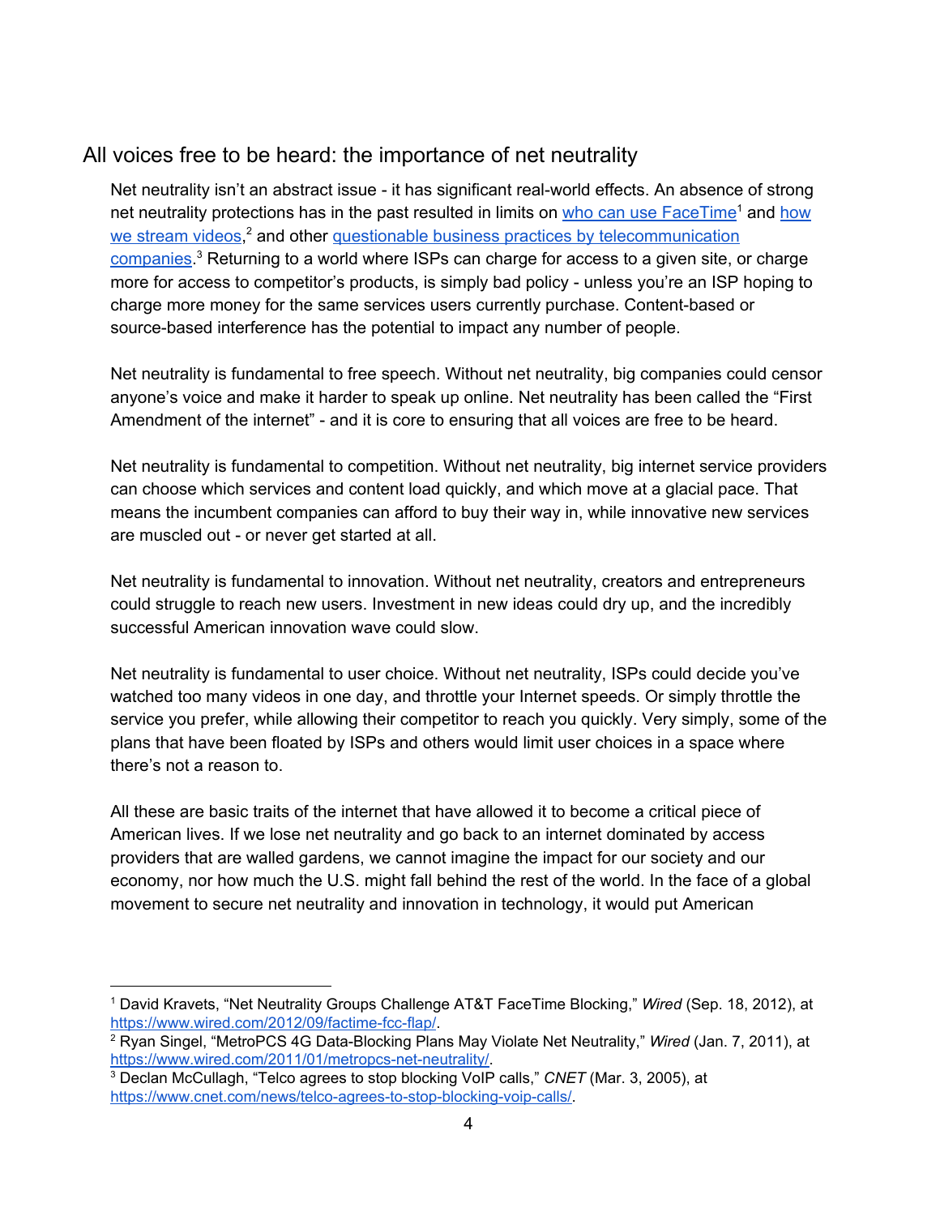## All voices free to be heard: the importance of net neutrality

Net neutrality isn't an abstract issue - it has significant real-world effects. An absence of strong net neutrality protections has in the past resulted in limits on [who can use FaceTime](https://www.wired.com/2012/09/factime-fcc-flap/)[1] and [how we stream videos](https://www.wired.com/2011/01/metropcs-net-neutrality/),[2] and other [questionable business practices by telecommunication companies](https://www.cnet.com/news/telco-agrees-to-stop-blocking-voip-calls/).[3] Returning to a world where ISPs can charge for access to a given site, or charge more for access to competitor's products, is simply bad policy - unless you're an ISP hoping to charge more money for the same services users currently purchase. Content-based or source-based interference has the potential to impact any number of people.

Net neutrality is fundamental to free speech. Without net neutrality, big companies could censor anyone's voice and make it harder to speak up online. Net neutrality has been called the "First Amendment of the internet" - and it is core to ensuring that all voices are free to be heard.

Net neutrality is fundamental to competition. Without net neutrality, big internet service providers can choose which services and content load quickly, and which move at a glacial pace. That means the incumbent companies can afford to buy their way in, while innovative new services are muscled out - or never get started at all.

Net neutrality is fundamental to innovation. Without net neutrality, creators and entrepreneurs could struggle to reach new users. Investment in new ideas could dry up, and the incredibly successful American innovation wave could slow.

Net neutrality is fundamental to user choice. Without net neutrality, ISPs could decide you've watched too many videos in one day, and throttle your Internet speeds. Or simply throttle the service you prefer, while allowing their competitor to reach you quickly. Very simply, some of the plans that have been floated by ISPs and others would limit user choices in a space where there's not a reason to.

All these are basic traits of the internet that have allowed it to become a critical piece of American lives. If we lose net neutrality and go back to an internet dominated by access providers that are walled gardens, we cannot imagine the impact for our society and our economy, nor how much the U.S. might fall behind the rest of the world. In the face of a global movement to secure net neutrality and innovation in technology, it would put American

---

[1] David Kravets, "Net Neutrality Groups Challenge AT&T FaceTime Blocking," *Wired* (Sep. 18, 2012), at https://www.wired.com/2012/09/factime-fcc-flap/.

[2] Ryan Singel, "MetroPCS 4G Data-Blocking Plans May Violate Net Neutrality," *Wired* (Jan. 7, 2011), at https://www.wired.com/2011/01/metropcs-net-neutrality/.

[3] Declan McCullagh, "Telco agrees to stop blocking VoIP calls," *CNET* (Mar. 3, 2005), at https://www.cnet.com/news/telco-agrees-to-stop-blocking-voip-calls/.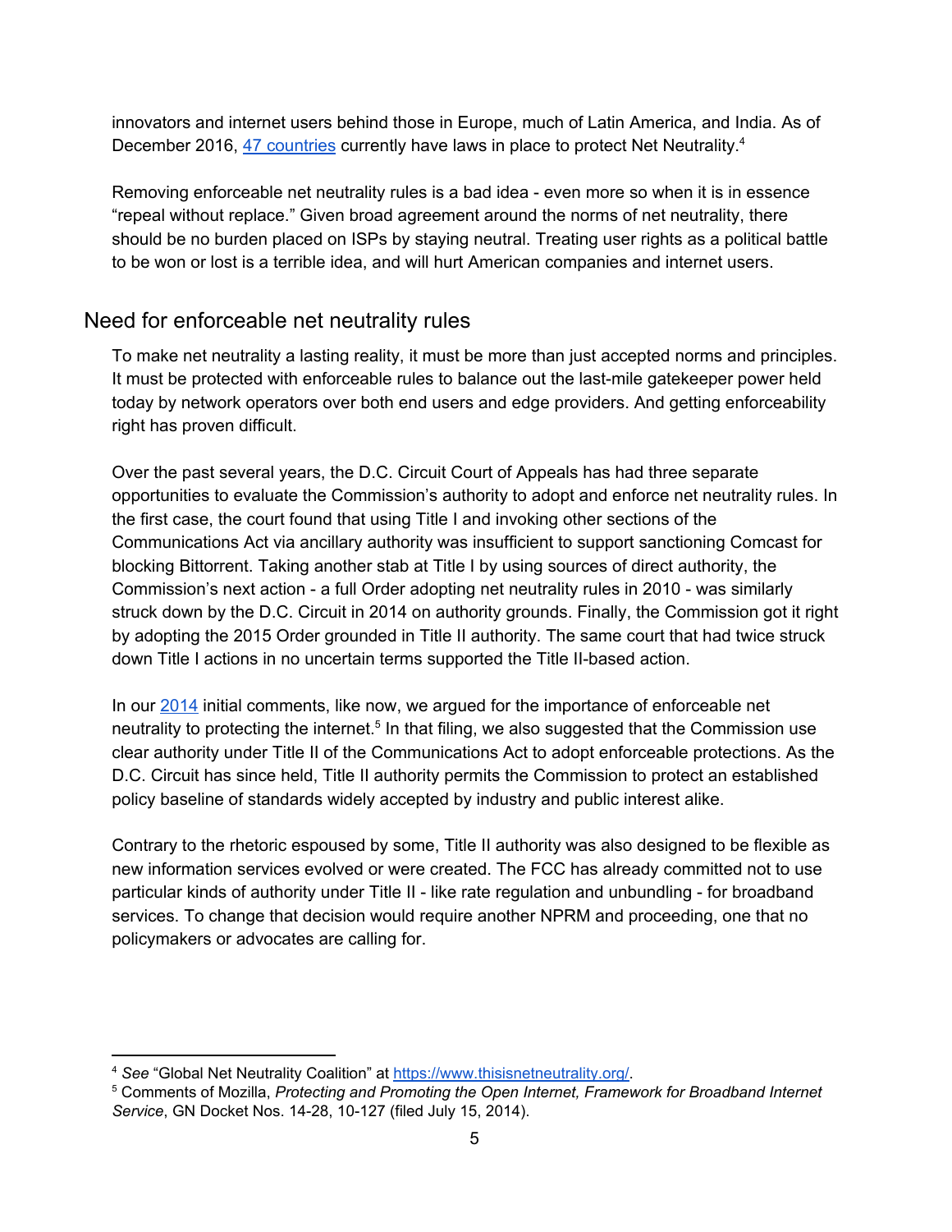innovators and internet users behind those in Europe, much of Latin America, and India. As of December 2016, [47 countries](https://www.thisisnetneutrality.org/) currently have laws in place to protect Net Neutrality.[4]

Removing enforceable net neutrality rules is a bad idea - even more so when it is in essence "repeal without replace." Given broad agreement around the norms of net neutrality, there should be no burden placed on ISPs by staying neutral. Treating user rights as a political battle to be won or lost is a terrible idea, and will hurt American companies and internet users.

## Need for enforceable net neutrality rules

To make net neutrality a lasting reality, it must be more than just accepted norms and principles. It must be protected with enforceable rules to balance out the last-mile gatekeeper power held today by network operators over both end users and edge providers. And getting enforceability right has proven difficult.

Over the past several years, the D.C. Circuit Court of Appeals has had three separate opportunities to evaluate the Commission's authority to adopt and enforce net neutrality rules. In the first case, the court found that using Title I and invoking other sections of the Communications Act via ancillary authority was insufficient to support sanctioning Comcast for blocking Bittorrent. Taking another stab at Title I by using sources of direct authority, the Commission's next action - a full Order adopting net neutrality rules in 2010 - was similarly struck down by the D.C. Circuit in 2014 on authority grounds. Finally, the Commission got it right by adopting the 2015 Order grounded in Title II authority. The same court that had twice struck down Title I actions in no uncertain terms supported the Title II-based action.

In our 2014 initial comments, like now, we argued for the importance of enforceable net neutrality to protecting the internet.[5] In that filing, we also suggested that the Commission use clear authority under Title II of the Communications Act to adopt enforceable protections. As the D.C. Circuit has since held, Title II authority permits the Commission to protect an established policy baseline of standards widely accepted by industry and public interest alike.

Contrary to the rhetoric espoused by some, Title II authority was also designed to be flexible as new information services evolved or were created. The FCC has already committed not to use particular kinds of authority under Title II - like rate regulation and unbundling - for broadband services. To change that decision would require another NPRM and proceeding, one that no policymakers or advocates are calling for.

---

[4] *See* "Global Net Neutrality Coalition" at https://www.thisisnetneutrality.org/.

[5] Comments of Mozilla, *Protecting and Promoting the Open Internet, Framework for Broadband Internet Service*, GN Docket Nos. 14-28, 10-127 (filed July 15, 2014).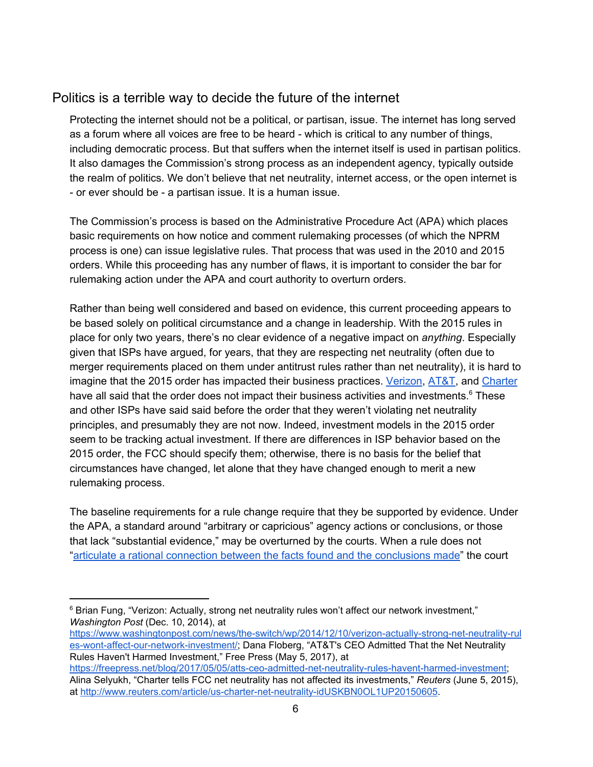## Politics is a terrible way to decide the future of the internet

Protecting the internet should not be a political, or partisan, issue. The internet has long served as a forum where all voices are free to be heard - which is critical to any number of things, including democratic process. But that suffers when the internet itself is used in partisan politics. It also damages the Commission's strong process as an independent agency, typically outside the realm of politics. We don't believe that net neutrality, internet access, or the open internet is - or ever should be - a partisan issue. It is a human issue.

The Commission's process is based on the Administrative Procedure Act (APA) which places basic requirements on how notice and comment rulemaking processes (of which the NPRM process is one) can issue legislative rules. That process that was used in the 2010 and 2015 orders. While this proceeding has any number of flaws, it is important to consider the bar for rulemaking action under the APA and court authority to overturn orders.

Rather than being well considered and based on evidence, this current proceeding appears to be based solely on political circumstance and a change in leadership. With the 2015 rules in place for only two years, there's no clear evidence of a negative impact on *anything*. Especially given that ISPs have argued, for years, that they are respecting net neutrality (often due to merger requirements placed on them under antitrust rules rather than net neutrality), it is hard to imagine that the 2015 order has impacted their business practices. Verizon, AT&T, and Charter have all said that the order does not impact their business activities and investments.[6] These and other ISPs have said said before the order that they weren't violating net neutrality principles, and presumably they are not now. Indeed, investment models in the 2015 order seem to be tracking actual investment. If there are differences in ISP behavior based on the 2015 order, the FCC should specify them; otherwise, there is no basis for the belief that circumstances have changed, let alone that they have changed enough to merit a new rulemaking process.

The baseline requirements for a rule change require that they be supported by evidence. Under the APA, a standard around "arbitrary or capricious" agency actions or conclusions, or those that lack "substantial evidence," may be overturned by the courts. When a rule does not "articulate a rational connection between the facts found and the conclusions made" the court

---

[6] Brian Fung, "Verizon: Actually, strong net neutrality rules won't affect our network investment," *Washington Post* (Dec. 10, 2014), at https://www.washingtonpost.com/news/the-switch/wp/2014/12/10/verizon-actually-strong-net-neutrality-rules-wont-affect-our-network-investment/; Dana Floberg, "AT&T's CEO Admitted That the Net Neutrality Rules Haven't Harmed Investment," Free Press (May 5, 2017), at https://freepress.net/blog/2017/05/05/atts-ceo-admitted-net-neutrality-rules-havent-harmed-investment; Alina Selyukh, "Charter tells FCC net neutrality has not affected its investments," *Reuters* (June 5, 2015), at http://www.reuters.com/article/us-charter-net-neutrality-idUSKBN0OL1UP20150605.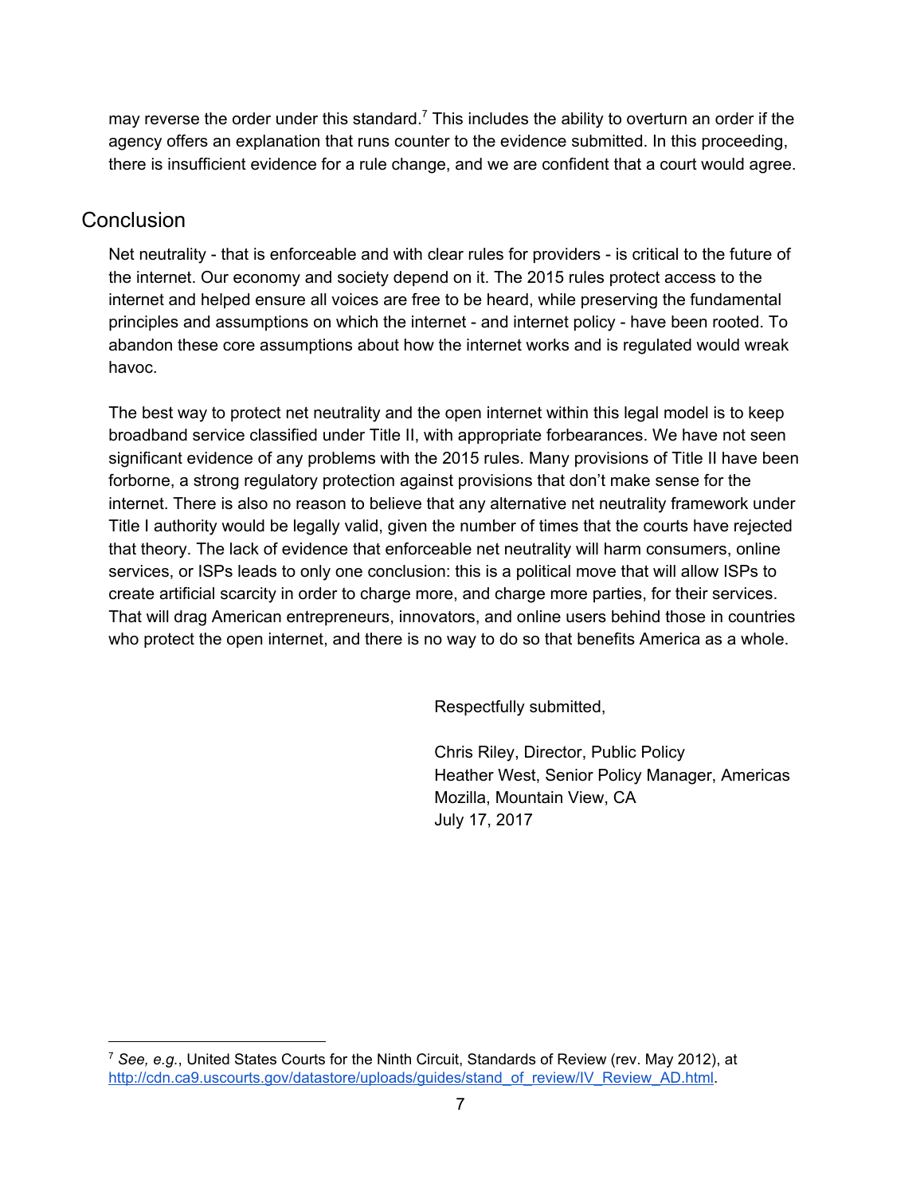may reverse the order under this standard.[7] This includes the ability to overturn an order if the agency offers an explanation that runs counter to the evidence submitted. In this proceeding, there is insufficient evidence for a rule change, and we are confident that a court would agree.

## Conclusion

Net neutrality - that is enforceable and with clear rules for providers - is critical to the future of the internet. Our economy and society depend on it. The 2015 rules protect access to the internet and helped ensure all voices are free to be heard, while preserving the fundamental principles and assumptions on which the internet - and internet policy - have been rooted. To abandon these core assumptions about how the internet works and is regulated would wreak havoc.

The best way to protect net neutrality and the open internet within this legal model is to keep broadband service classified under Title II, with appropriate forbearances. We have not seen significant evidence of any problems with the 2015 rules. Many provisions of Title II have been forborne, a strong regulatory protection against provisions that don't make sense for the internet. There is also no reason to believe that any alternative net neutrality framework under Title I authority would be legally valid, given the number of times that the courts have rejected that theory. The lack of evidence that enforceable net neutrality will harm consumers, online services, or ISPs leads to only one conclusion: this is a political move that will allow ISPs to create artificial scarcity in order to charge more, and charge more parties, for their services. That will drag American entrepreneurs, innovators, and online users behind those in countries who protect the open internet, and there is no way to do so that benefits America as a whole.

Respectfully submitted,

Chris Riley, Director, Public Policy
Heather West, Senior Policy Manager, Americas
Mozilla, Mountain View, CA
July 17, 2017

---

[7] *See, e.g.*, United States Courts for the Ninth Circuit, Standards of Review (rev. May 2012), at http://cdn.ca9.uscourts.gov/datastore/uploads/guides/stand_of_review/IV_Review_AD.html.